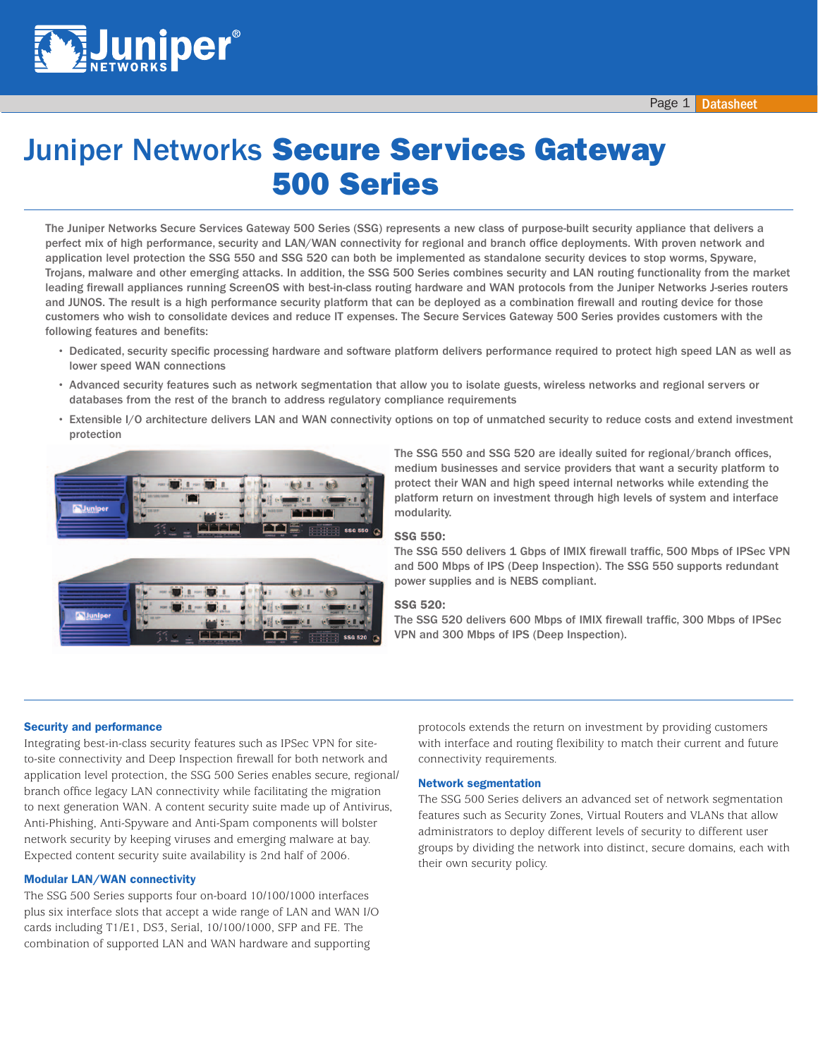# Juniper Networks **Secure Services Gateway 500 Series**

The Juniper Networks Secure Services Gateway 500 Series (SSG) represents a new class of purpose-built security appliance that delivers a perfect mix of high performance, security and LAN/WAN connectivity for regional and branch office deployments. With proven network and application level protection the SSG 550 and SSG 520 can both be implemented as standalone security devices to stop worms, Spyware, Trojans, malware and other emerging attacks. In addition, the SSG 500 Series combines security and LAN routing functionality from the market leading firewall appliances running ScreenOS with best-in-class routing hardware and WAN protocols from the Juniper Networks J-series routers and JUNOS. The result is a high performance security platform that can be deployed as a combination firewall and routing device for those customers who wish to consolidate devices and reduce IT expenses. The Secure Services Gateway 500 Series provides customers with the following features and benefits:

- Dedicated, security specific processing hardware and software platform delivers performance required to protect high speed LAN as well as lower speed WAN connections
- Advanced security features such as network segmentation that allow you to isolate guests, wireless networks and regional servers or databases from the rest of the branch to address regulatory compliance requirements
- Extensible I/O architecture delivers LAN and WAN connectivity options on top of unmatched security to reduce costs and extend investment protection

The SSG 550 and SSG 520 are ideally suited for regional/branch offices, medium businesses and service providers that want a security platform to protect their WAN and high speed internal networks while extending the platform return on investment through high levels of system and interface modularity.

**SSG 550:**
The SSG 550 delivers 1 Gbps of IMIX firewall traffic, 500 Mbps of IPSec VPN and 500 Mbps of IPS (Deep Inspection). The SSG 550 supports redundant power supplies and is NEBS compliant.

**SSG 520:**
The SSG 520 delivers 600 Mbps of IMIX firewall traffic, 300 Mbps of IPSec VPN and 300 Mbps of IPS (Deep Inspection).

### Security and performance

Integrating best-in-class security features such as IPSec VPN for site-to-site connectivity and Deep Inspection firewall for both network and application level protection, the SSG 500 Series enables secure, regional/branch office legacy LAN connectivity while facilitating the migration to next generation WAN. A content security suite made up of Antivirus, Anti-Phishing, Anti-Spyware and Anti-Spam components will bolster network security by keeping viruses and emerging malware at bay. Expected content security suite availability is 2nd half of 2006.

### Modular LAN/WAN connectivity

The SSG 500 Series supports four on-board 10/100/1000 interfaces plus six interface slots that accept a wide range of LAN and WAN I/O cards including T1/E1, DS3, Serial, 10/100/1000, SFP and FE. The combination of supported LAN and WAN hardware and supporting protocols extends the return on investment by providing customers with interface and routing flexibility to match their current and future connectivity requirements.

### Network segmentation

The SSG 500 Series delivers an advanced set of network segmentation features such as Security Zones, Virtual Routers and VLANs that allow administrators to deploy different levels of security to different user groups by dividing the network into distinct, secure domains, each with their own security policy.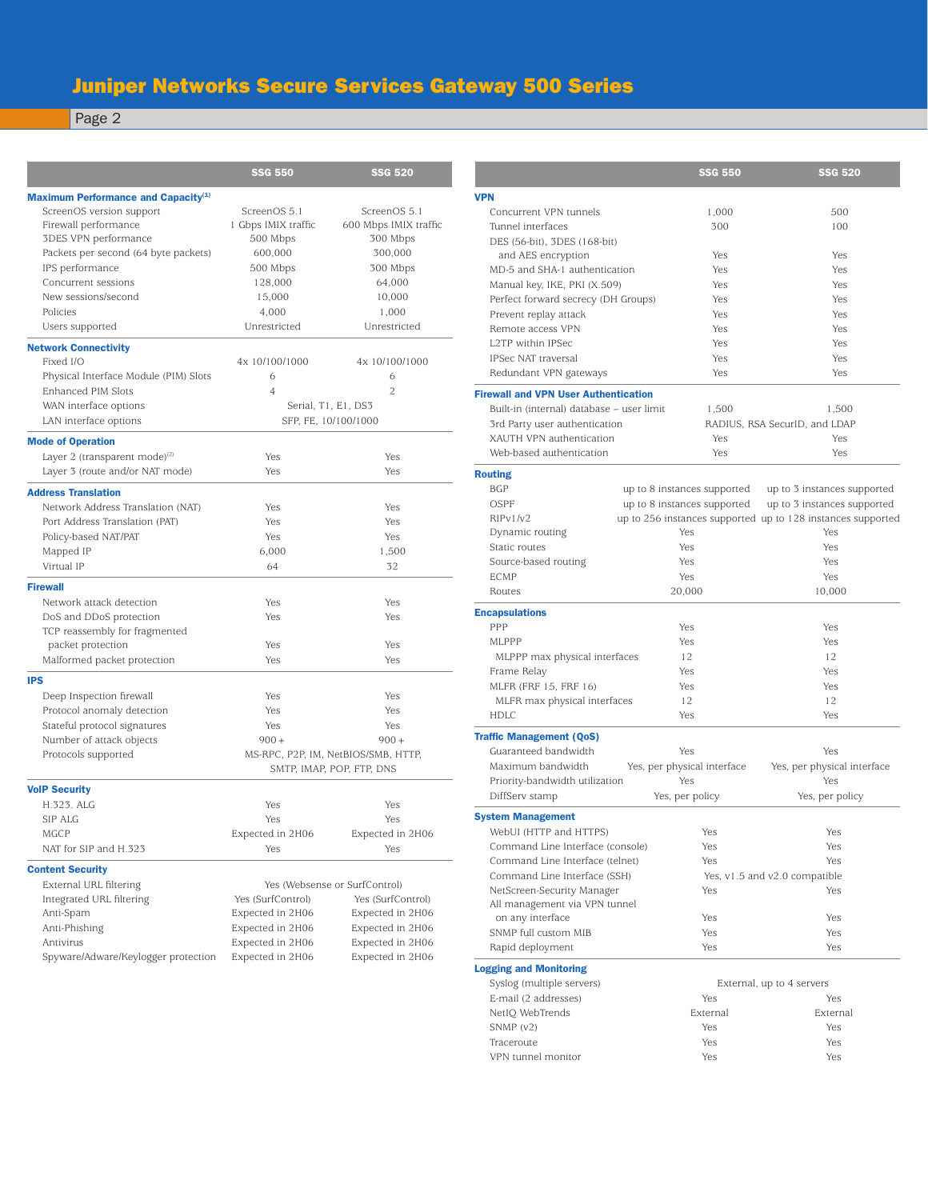# Juniper Networks Secure Services Gateway 500 Series

| | SSG 550 | SSG 520 |
|---|---|---|
| **Maximum Performance and Capacity[1]** | | |
| ScreenOS version support | ScreenOS 5.1 | ScreenOS 5.1 |
| Firewall performance | 1 Gbps IMIX traffic | 600 Mbps IMIX traffic |
| 3DES VPN performance | 500 Mbps | 300 Mbps |
| Packets per second (64 byte packets) | 600,000 | 300,000 |
| IPS performance | 500 Mbps | 300 Mbps |
| Concurrent sessions | 128,000 | 64,000 |
| New sessions/second | 15,000 | 10,000 |
| Policies | 4,000 | 1,000 |
| Users supported | Unrestricted | Unrestricted |
| **Network Connectivity** | | |
| Fixed I/O | 4x 10/100/1000 | 4x 10/100/1000 |
| Physical Interface Module (PIM) Slots | 6 | 6 |
| Enhanced PIM Slots | 4 | 2 |
| WAN interface options | Serial, T1, E1, DS3 | |
| LAN interface options | SFP, FE, 10/100/1000 | |
| **Mode of Operation** | | |
| Layer 2 (transparent mode)[2] | Yes | Yes |
| Layer 3 (route and/or NAT mode) | Yes | Yes |
| **Address Translation** | | |
| Network Address Translation (NAT) | Yes | Yes |
| Port Address Translation (PAT) | Yes | Yes |
| Policy-based NAT/PAT | Yes | Yes |
| Mapped IP | 6,000 | 1,500 |
| Virtual IP | 64 | 32 |
| **Firewall** | | |
| Network attack detection | Yes | Yes |
| DoS and DDoS protection | Yes | Yes |
| TCP reassembly for fragmented packet protection | Yes | Yes |
| Malformed packet protection | Yes | Yes |
| **IPS** | | |
| Deep Inspection firewall | Yes | Yes |
| Protocol anomaly detection | Yes | Yes |
| Stateful protocol signatures | Yes | Yes |
| Number of attack objects | 900+ | 900+ |
| Protocols supported | MS-RPC, P2P, IM, NetBIOS/SMB, HTTP, SMTP, IMAP, POP, FTP, DNS | |
| **VoIP Security** | | |
| H.323. ALG | Yes | Yes |
| SIP ALG | Yes | Yes |
| MGCP | Expected in 2H06 | Expected in 2H06 |
| NAT for SIP and H.323 | Yes | Yes |
| **Content Security** | | |
| External URL filtering | Yes (Websense or SurfControl) | |
| Integrated URL filtering | Yes (SurfControl) | Yes (SurfControl) |
| Anti-Spam | Expected in 2H06 | Expected in 2H06 |
| Anti-Phishing | Expected in 2H06 | Expected in 2H06 |
| Antivirus | Expected in 2H06 | Expected in 2H06 |
| Spyware/Adware/Keylogger protection | Expected in 2H06 | Expected in 2H06 |

| | SSG 550 | SSG 520 |
|---|---|---|
| **VPN** | | |
| Concurrent VPN tunnels | 1,000 | 500 |
| Tunnel interfaces | 300 | 100 |
| DES (56-bit), 3DES (168-bit) and AES encryption | Yes | Yes |
| MD-5 and SHA-1 authentication | Yes | Yes |
| Manual key, IKE, PKI (X.509) | Yes | Yes |
| Perfect forward secrecy (DH Groups) | Yes | Yes |
| Prevent replay attack | Yes | Yes |
| Remote access VPN | Yes | Yes |
| L2TP within IPSec | Yes | Yes |
| IPSec NAT traversal | Yes | Yes |
| Redundant VPN gateways | Yes | Yes |
| **Firewall and VPN User Authentication** | | |
| Built-in (internal) database – user limit | 1,500 | 1,500 |
| 3rd Party user authentication | RADIUS, RSA SecurID, and LDAP | |
| XAUTH VPN authentication | Yes | Yes |
| Web-based authentication | Yes | Yes |
| **Routing** | | |
| BGP | up to 8 instances supported | up to 3 instances supported |
| OSPF | up to 8 instances supported | up to 3 instances supported |
| RIPv1/v2 | up to 256 instances supported | up to 128 instances supported |
| Dynamic routing | Yes | Yes |
| Static routes | Yes | Yes |
| Source-based routing | Yes | Yes |
| ECMP | Yes | Yes |
| Routes | 20,000 | 10,000 |
| **Encapsulations** | | |
| PPP | Yes | Yes |
| MLPPP | Yes | Yes |
| MLPPP max physical interfaces | 12 | 12 |
| Frame Relay | Yes | Yes |
| MLFR (FRF 15, FRF 16) | Yes | Yes |
| MLFR max physical interfaces | 12 | 12 |
| HDLC | Yes | Yes |
| **Traffic Management (QoS)** | | |
| Guaranteed bandwidth | Yes | Yes |
| Maximum bandwidth | Yes, per physical interface | Yes, per physical interface |
| Priority-bandwidth utilization | Yes | Yes |
| DiffServ stamp | Yes, per policy | Yes, per policy |
| **System Management** | | |
| WebUI (HTTP and HTTPS) | Yes | Yes |
| Command Line Interface (console) | Yes | Yes |
| Command Line Interface (telnet) | Yes | Yes |
| Command Line Interface (SSH) | Yes, v1.5 and v2.0 compatible | |
| NetScreen-Security Manager | Yes | Yes |
| All management via VPN tunnel on any interface | Yes | Yes |
| SNMP full custom MIB | Yes | Yes |
| Rapid deployment | Yes | Yes |
| **Logging and Monitoring** | | |
| Syslog (multiple servers) | External, up to 4 servers | |
| E-mail (2 addresses) | Yes | Yes |
| NetIQ WebTrends | External | External |
| SNMP (v2) | Yes | Yes |
| Traceroute | Yes | Yes |
| VPN tunnel monitor | Yes | Yes |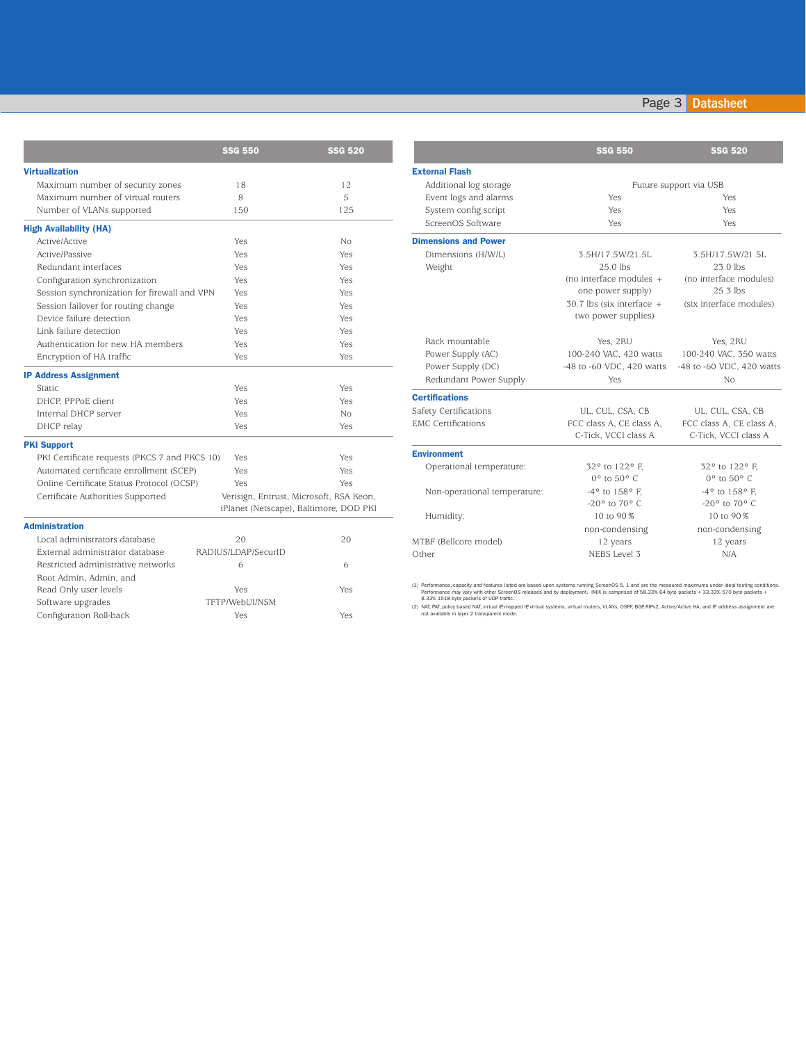| | SSG 550 | SSG 520 |
|---|---|---|
| **Virtualization** | | |
| Maximum number of security zones | 18 | 12 |
| Maximum number of virtual routers | 8 | 5 |
| Number of VLANs supported | 150 | 125 |
| **High Availability (HA)** | | |
| Active/Active | Yes | No |
| Active/Passive | Yes | Yes |
| Redundant interfaces | Yes | Yes |
| Configuration synchronization | Yes | Yes |
| Session synchronization for firewall and VPN | Yes | Yes |
| Session failover for routing change | Yes | Yes |
| Device failure detection | Yes | Yes |
| Link failure detection | Yes | Yes |
| Authentication for new HA members | Yes | Yes |
| Encryption of HA traffic | Yes | Yes |
| **IP Address Assignment** | | |
| Static | Yes | Yes |
| DHCP, PPPoE client | Yes | Yes |
| Internal DHCP server | Yes | No |
| DHCP relay | Yes | Yes |
| **PKI Support** | | |
| PKI Certificate requests (PKCS 7 and PKCS 10) | Yes | Yes |
| Automated certificate enrollment (SCEP) | Yes | Yes |
| Online Certificate Status Protocol (OCSP) | Yes | Yes |
| Certificate Authorities Supported | Verisign, Entrust, Microsoft, RSA Keon, iPlanet (Netscape), Baltimore, DOD PKI | |
| **Administration** | | |
| Local administrators database | 20 | 20 |
| External administrator database | RADIUS/LDAP/SecurID | |
| Restricted administrative networks | 6 | 6 |
| Root Admin, Admin, and Read Only user levels | Yes | Yes |
| Software upgrades | TFTP/WebUI/NSM | |
| Configuration Roll-back | Yes | Yes |

| | SSG 550 | SSG 520 |
|---|---|---|
| **External Flash** | | |
| Additional log storage | Future support via USB | |
| Event logs and alarms | Yes | Yes |
| System config script | Yes | Yes |
| ScreenOS Software | Yes | Yes |
| **Dimensions and Power** | | |
| Dimensions (H/W/L) | 3.5H/17.5W/21.5L | 3.5H/17.5W/21.5L |
| Weight | 25.0 lbs (no interface modules + one power supply) 30.7 lbs (six interface + two power supplies) | 23.0 lbs (no interface modules) 25.3 lbs (six interface modules) |
| Rack mountable | Yes, 2RU | Yes, 2RU |
| Power Supply (AC) | 100-240 VAC, 420 watts | 100-240 VAC, 350 watts |
| Power Supply (DC) | -48 to -60 VDC, 420 watts | -48 to -60 VDC, 420 watts |
| Redundant Power Supply | Yes | No |
| **Certifications** | | |
| Safety Certifications | UL, CUL, CSA, CB | UL, CUL, CSA, CB |
| EMC Certifications | FCC class A, CE class A, C-Tick, VCCI class A | FCC class A, CE class A, C-Tick, VCCI class A |
| **Environment** | | |
| Operational temperature: | 32° to 122° F, 0° to 50° C | 32° to 122° F, 0° to 50° C |
| Non-operational temperature: | -4° to 158° F, -20° to 70° C | -4° to 158° F, -20° to 70° C |
| Humidity: | 10 to 90% non-condensing | 10 to 90% non-condensing |
| MTBF (Bellcore model) | 12 years | 12 years |
| Other | NEBS Level 3 | N/A |

(1) Performance, capacity and features listed are based upon systems running ScreenOS 5.1 and are the measured maximums under ideal testing conditions. Performance may vary with other ScreenOS releases and by deployment. IMIX is comprised of 58.33% 64 byte packets + 33.33% 570 byte packets + 8.33% 1518 byte packets of UDP traffic.

(2) NAT, PAT, policy based NAT, virtual IP, mapped IP, virtual systems, virtual routers, VLANs, OSPF, BGP, RIPv2, Active/Active HA, and IP address assignment are not available in layer 2 transparent mode.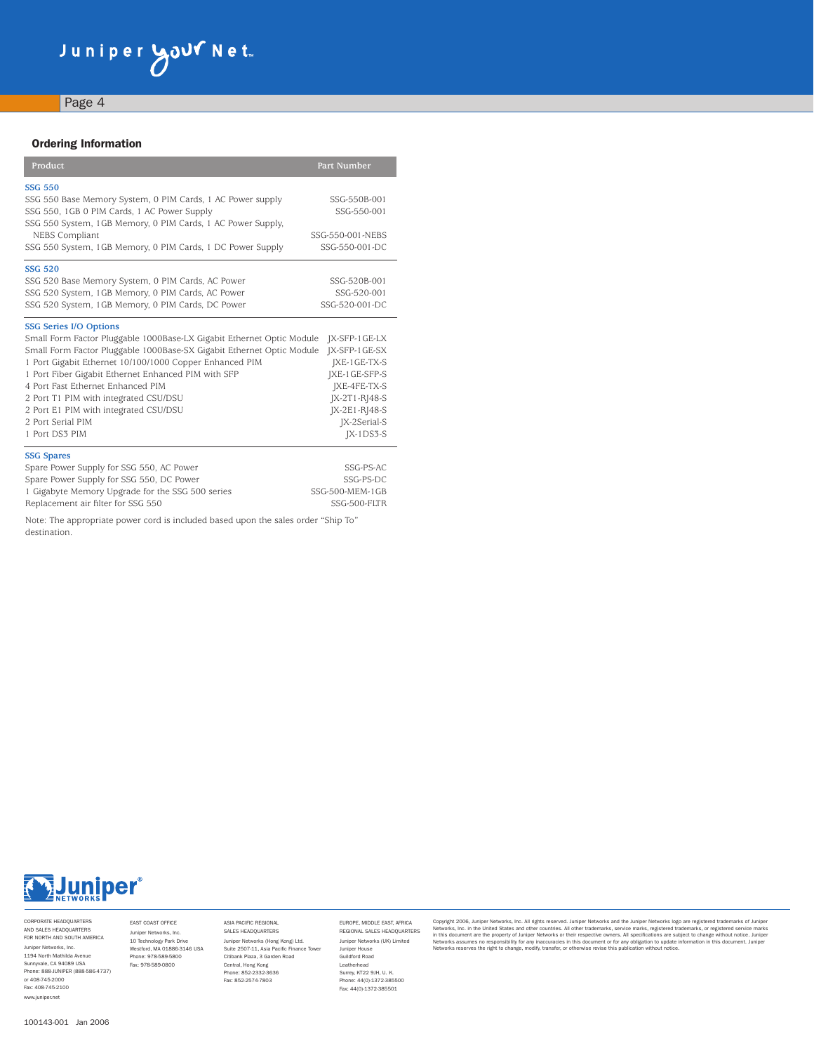## Ordering Information

| Product | Part Number |
|---|---|
| **SSG 550** | |
| SSG 550 Base Memory System, 0 PIM Cards, 1 AC Power supply | SSG-550B-001 |
| SSG 550, 1GB 0 PIM Cards, 1 AC Power Supply | SSG-550-001 |
| SSG 550 System, 1GB Memory, 0 PIM Cards, 1 AC Power Supply, NEBS Compliant | SSG-550-001-NEBS |
| SSG 550 System, 1GB Memory, 0 PIM Cards, 1 DC Power Supply | SSG-550-001-DC |
| **SSG 520** | |
| SSG 520 Base Memory System, 0 PIM Cards, AC Power | SSG-520B-001 |
| SSG 520 System, 1GB Memory, 0 PIM Cards, AC Power | SSG-520-001 |
| SSG 520 System, 1GB Memory, 0 PIM Cards, DC Power | SSG-520-001-DC |
| **SSG Series I/O Options** | |
| Small Form Factor Pluggable 1000Base-LX Gigabit Ethernet Optic Module | JX-SFP-1GE-LX |
| Small Form Factor Pluggable 1000Base-SX Gigabit Ethernet Optic Module | JX-SFP-1GE-SX |
| 1 Port Gigabit Ethernet 10/100/1000 Copper Enhanced PIM | JXE-1GE-TX-S |
| 1 Port Fiber Gigabit Ethernet Enhanced PIM with SFP | JXE-1GE-SFP-S |
| 4 Port Fast Ethernet Enhanced PIM | JXE-4FE-TX-S |
| 2 Port T1 PIM with integrated CSU/DSU | JX-2T1-RJ48-S |
| 2 Port E1 PIM with integrated CSU/DSU | JX-2E1-RJ48-S |
| 2 Port Serial PIM | JX-2Serial-S |
| 1 Port DS3 PIM | JX-1DS3-S |
| **SSG Spares** | |
| Spare Power Supply for SSG 550, AC Power | SSG-PS-AC |
| Spare Power Supply for SSG 550, DC Power | SSG-PS-DC |
| 1 Gigabyte Memory Upgrade for the SSG 500 series | SSG-500-MEM-1GB |
| Replacement air filter for SSG 550 | SSG-500-FLTR |

Note: The appropriate power cord is included based upon the sales order "Ship To" destination.

CORPORATE HEADQUARTERS AND SALES HEADQUARTERS FOR NORTH AND SOUTH AMERICA
Juniper Networks, Inc.
1194 North Mathilda Avenue
Sunnyvale, CA 94089 USA
Phone: 888-JUNIPER (888-586-4737)
or 408-745-2000
Fax: 408-745-2100
www.juniper.net

EAST COAST OFFICE
Juniper Networks, Inc.
10 Technology Park Drive
Westford, MA 01886-3146 USA
Phone: 978-589-5800
Fax: 978-589-0800

ASIA PACIFIC REGIONAL SALES HEADQUARTERS
Juniper Networks (Hong Kong) Ltd.
Suite 2507-11, Asia Pacific Finance Tower
Citibank Plaza, 3 Garden Road
Central, Hong Kong
Phone: 852-2332-3636
Fax: 852-2574-7803

EUROPE, MIDDLE EAST, AFRICA REGIONAL SALES HEADQUARTERS
Juniper Networks (UK) Limited
Juniper House
Guildford Road
Leatherhead
Surrey, KT22 9JH, U. K.
Phone: 44(0)-1372-385500
Fax: 44(0)-1372-385501

Copyright 2006, Juniper Networks, Inc. All rights reserved. Juniper Networks and the Juniper Networks logo are registered trademarks of Juniper Networks, Inc. in the United States and other countries. All other trademarks, service marks, registered trademarks, or registered service marks in this document are the property of Juniper Networks or their respective owners. All specifications are subject to change without notice. Juniper Networks assumes no responsibility for any inaccuracies in this document or for any obligation to update information in this document. Juniper Networks reserves the right to change, modify, transfer, or otherwise revise this publication without notice.

100143-001 Jan 2006